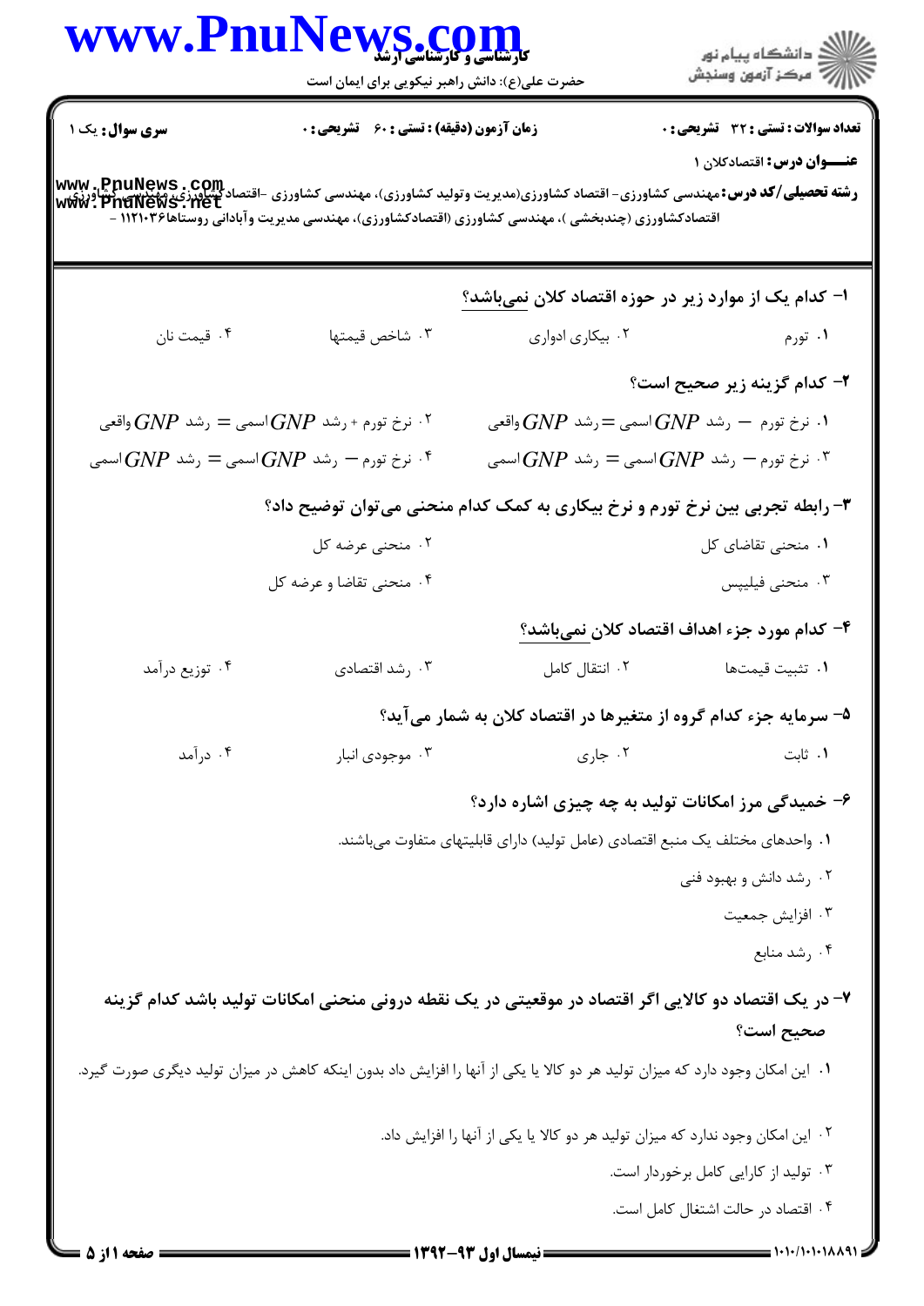**سری سوال:** یک ۱

**زمان آزمون (دقیقه) : تستی : ۶۰ تشریحی : ۰**

**تعداد سوالات : تستی : ۳۲ تشریحی : ۰**

**عنـــوان درس:** اقتصادکلان ۱

**رشته تحصیلی/کد درس:** مهندسی کشاورزی- اقتصاد کشاورزی(مدیریت وتولید کشاورزی)، مهندسی کشاورزی -اقتصادکشاورزی، مهندسی کشاورزی- اقتصادکشاورزی (چندبخشی )، مهندسی کشاورزی (اقتصادکشاورزی)، مهندسی مدیریت وآبادانی روستاها۱۱۲۱۰۳۶ -

۱- کدام یک از موارد زیر در حوزه اقتصاد کلان نمی‌باشد؟

۱. تورم
۲. بیکاری ادواری
۳. شاخص قیمتها
۴. قیمت نان

۲- کدام گزینه زیر صحیح است؟

۱. نرخ تورم − رشد $GNP$ اسمی = رشد $GNP$ واقعی
۲. نرخ تورم + رشد $GNP$ اسمی = رشد $GNP$ واقعی
۳. نرخ تورم − رشد $GNP$ اسمی = رشد $GNP$ اسمی
۴. نرخ تورم − رشد $GNP$ اسمی = رشد $GNP$ اسمی

۳- رابطه تجربی بین نرخ تورم و نرخ بیکاری به کمک کدام منحنی می‌توان توضیح داد؟

۱. منحنی تقاضای کل
۲. منحنی عرضه کل
۳. منحنی فیلیپس
۴. منحنی تقاضا و عرضه کل

۴- کدام مورد جزء اهداف اقتصاد کلان نمی‌باشد؟

۱. تثبیت قیمت‌ها
۲. انتقال کامل
۳. رشد اقتصادی
۴. توزیع درآمد

۵- سرمایه جزء کدام گروه از متغیرها در اقتصاد کلان به شمار می‌آید؟

۱. ثابت
۲. جاری
۳. موجودی انبار
۴. درآمد

۶- خمیدگی مرز امکانات تولید به چه چیزی اشاره دارد؟

۱. واحدهای مختلف یک منبع اقتصادی (عامل تولید) دارای قابلیتهای متفاوت می‌باشند.
۲. رشد دانش و بهبود فنی
۳. افزایش جمعیت
۴. رشد منابع

۷- در یک اقتصاد دو کالایی اگر اقتصاد در موقعیتی در یک نقطه درونی منحنی امکانات تولید باشد کدام گزینه صحیح است؟

۱. این امکان وجود دارد که میزان تولید هر دو کالا یا یکی از آنها را افزایش داد بدون اینکه کاهش در میزان تولید دیگری صورت گیرد.
۲. این امکان وجود ندارد که میزان تولید هر دو کالا یا یکی از آنها را افزایش داد.
۳. تولید از کارایی کامل برخوردار است.
۴. اقتصاد در حالت اشتغال کامل است.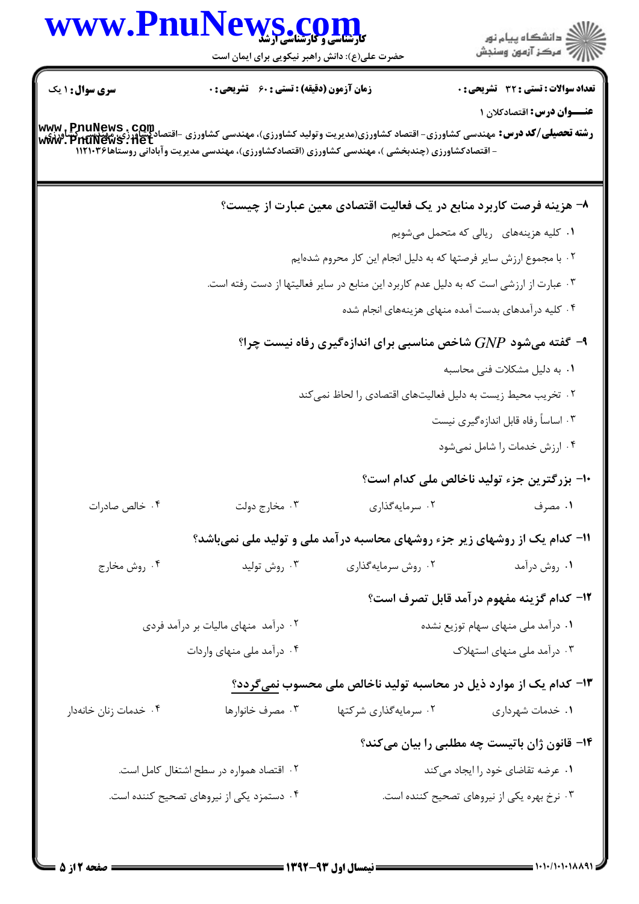**سری سوال:** ۱ یک

**زمان آزمون (دقیقه) : تستی :** ۶۰ **تشریحی :** ۰

**تعداد سوالات : تستی :** ۳۲ **تشریحی :** ۰

**عنـــوان درس:** اقتصادکلان ۱

**رشته تحصیلی/کد درس:** مهندسی کشاورزی- اقتصاد کشاورزی(مدیریت وتولید کشاورزی)، مهندسی کشاورزی -اقتصادکشاورزی، مهندسی کشاورزی - اقتصادکشاورزی (چندبخشی )، مهندسی کشاورزی (اقتصادکشاورزی)، مهندسی مدیریت وآبادانی روستاها۱۱۲۱۰۳۶

۸- هزینه فرصت کاربرد منابع در یک فعالیت اقتصادی معین عبارت از چیست؟

۱. کلیه هزینههای ریالی که متحمل میشویم

۲. با مجموع ارزش سایر فرصتها که به دلیل انجام این کار محروم شدهایم

۳. عبارت از ارزشی است که به دلیل عدم کاربرد این منابع در سایر فعالیتها از دست رفته است.

۴. کلیه درآمدهای بدست آمده منهای هزینههای انجام شده

۹- گفته میشود $GNP$ شاخص مناسبی برای اندازهگیری رفاه نیست چرا؟

۱. به دلیل مشکلات فنی محاسبه

۲. تخریب محیط زیست به دلیل فعالیتهای اقتصادی را لحاظ نمیکند

۳. اساساً رفاه قابل اندازهگیری نیست

۴. ارزش خدمات را شامل نمیشود

۱۰- بزرگترین جزء تولید ناخالص ملی کدام است؟

۱. مصرف ۲. سرمایهگذاری ۳. مخارج دولت ۴. خالص صادرات

۱۱- کدام یک از روشهای زیر جزء روشهای محاسبه درآمد ملی و تولید ملی نمیباشد؟

۱. روش درآمد ۲. روش سرمایهگذاری ۳. روش تولید ۴. روش مخارج

۱۲- کدام گزینه مفهوم درآمد قابل تصرف است؟

۱. درآمد ملی منهای سهام توزیع نشده

۲. درآمد منهای مالیات بر درآمد فردی

۳. درآمد ملی منهای استهلاک

۴. درآمد ملی منهای واردات

۱۳- کدام یک از موارد ذیل در محاسبه تولید ناخالص ملی محسوب نمیگردد؟

۱. خدمات شهرداری ۲. سرمایهگذاری شرکتها ۳. مصرف خانوارها ۴. خدمات زنان خانهدار

۱۴- قانون ژان باتیست چه مطلبی را بیان میکند؟

۱. عرضه تقاضای خود را ایجاد میکند

۲. اقتصاد همواره در سطح اشتغال کامل است.

۳. نرخ بهره یکی از نیروهای تصحیح کننده است.

۴. دستمزد یکی از نیروهای تصحیح کننده است.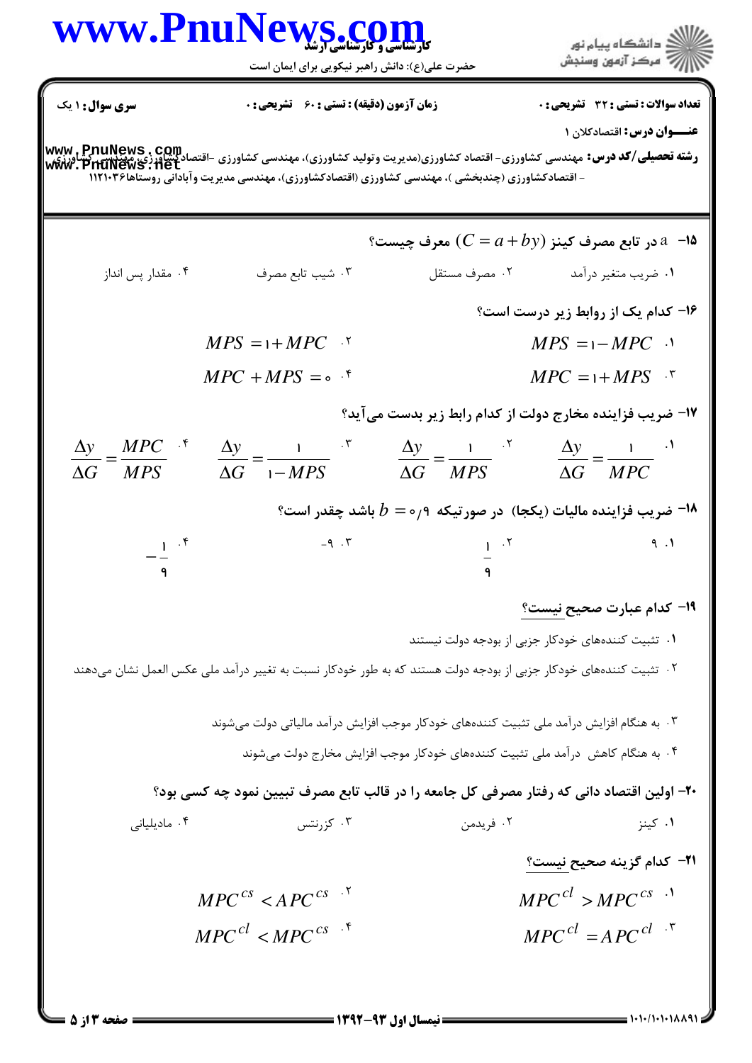**سری سوال:** ۱ یک

**زمان آزمون (دقیقه) : تستی :** ۶۰ **تشریحی :** ۰

**تعداد سوالات : تستی :** ۳۲ **تشریحی :** ۰

**عنـــوان درس:** اقتصادکلان ۱

**رشته تحصیلی/کد درس:** مهندسی کشاورزی- اقتصاد کشاورزی(مدیریت وتولید کشاورزی)، مهندسی کشاورزی -اقتصادکشاورزی، مهندسی کشاورزی - اقتصادکشاورزی (چندبخشی )، مهندسی کشاورزی (اقتصادکشاورزی)، مهندسی مدیریت وآبادانی روستاها۱۱۲۱۰۳۶

**۱۵- $a$ در تابع مصرف کینز $(C = a + by)$ معرف چیست؟**

۱. ضریب متغیر درآمد
۲. مصرف مستقل
۳. شیب تابع مصرف
۴. مقدار پس انداز

**۱۶- کدام یک از روابط زیر درست است؟**

۱. $MPS = 1 - MPC$
۲. $MPS = 1 + MPC$
۳. $MPC = 1 + MPS$
۴. $MPC + MPS = 0$

**۱۷- ضریب فزاینده مخارج دولت از کدام رابط زیر بدست می‌آید؟**

۱. $\frac{\Delta y}{\Delta G} = \frac{1}{MPC}$
۲. $\frac{\Delta y}{\Delta G} = \frac{1}{MPS}$
۳. $\frac{\Delta y}{\Delta G} = \frac{1}{1 - MPS}$
۴. $\frac{\Delta y}{\Delta G} = \frac{MPC}{MPS}$

**۱۸- ضریب فزاینده مالیات (یکجا) در صورتیکه $b = 0/9$ باشد چقدر است؟**

۱. ۹
۲. $\frac{1}{9}$
۳. ۹-
۴. $-\frac{1}{9}$

**۱۹- کدام عبارت صحیح نیست؟**

۱. تثبیت کننده‌های خودکار جزیی از بودجه دولت نیستند
۲. تثبیت کننده‌های خودکار جزیی از بودجه دولت هستند که به طور خودکار نسبت به تغییر درآمد ملی عکس العمل نشان می‌دهند
۳. به هنگام افزایش درآمد ملی تثبیت کننده‌های خودکار موجب افزایش درآمد مالیاتی دولت می‌شوند
۴. به هنگام کاهش درآمد ملی تثبیت کننده‌های خودکار موجب افزایش مخارج دولت می‌شوند

**۲۰- اولین اقتصاد دانی که رفتار مصرفی کل جامعه را در قالب تابع مصرف تبیین نمود چه کسی بود؟**

۱. کینز
۲. فریدمن
۳. کزرنتس
۴. مادیلیانی

**۲۱- کدام گزینه صحیح نیست؟**

۱. $MPC^{cl} > MPC^{cs}$
۲. $MPC^{cs} < APC^{cs}$
۳. $MPC^{cl} = APC^{cl}$
۴. $MPC^{cl} < MPC^{cs}$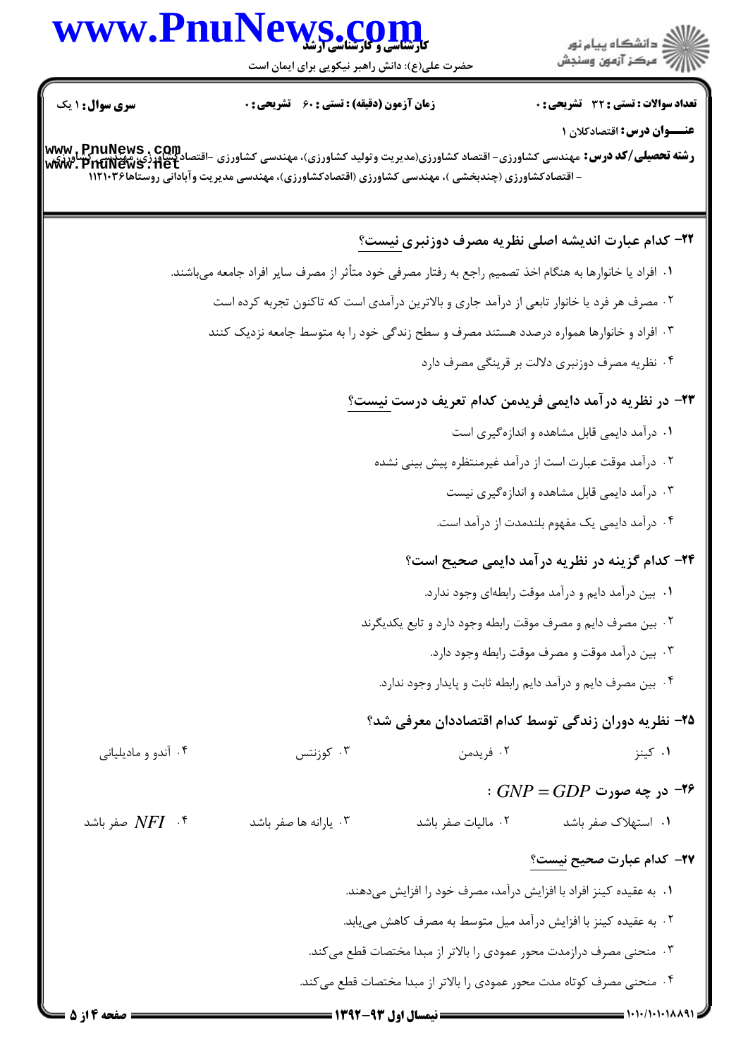سری سوال: ۱ یک

زمان آزمون (دقیقه): تستی: ۶۰ تشریحی: ۰

تعداد سوالات: تستی: ۳۲ تشریحی: ۰

**عنـــوان درس:** اقتصادکلان ۱

**رشته تحصیلی/کد درس:** مهندسی کشاورزی- اقتصاد کشاورزی(مدیریت وتولید کشاورزی)، مهندسی کشاورزی -اقتصادکشاورزی، مهندسی کشاورزی - اقتصادکشاورزی (چندبخشی )، مهندسی کشاورزی (اقتصادکشاورزی)، مهندسی مدیریت وآبادانی روستاها۱۱۲۱۰۳۶

**۲۲- کدام عبارت اندیشه اصلی نظریه مصرف دوزنبری نیست؟**

۱. افراد یا خانوارها به هنگام اخذ تصمیم راجع به رفتار مصرفی خود متأثر از مصرف سایر افراد جامعه می‌باشند.

۲. مصرف هر فرد یا خانوار تابعی از درآمد جاری و بالاترین درآمدی است که تاکنون تجربه کرده است

۳. افراد و خانوارها همواره درصدد هستند مصرف و سطح زندگی خود را به متوسط جامعه نزدیک کنند

۴. نظریه مصرف دوزنبری دلالت بر قرینگی مصرف دارد

**۲۳- در نظریه درآمد دایمی فریدمن کدام تعریف درست نیست؟**

۱. درآمد دایمی قابل مشاهده و اندازه‌گیری است

۲. درآمد موقت عبارت است از درآمد غیرمنتظره پیش بینی نشده

۳. درآمد دایمی قابل مشاهده و اندازه‌گیری نیست

۴. درآمد دایمی یک مفهوم بلندمدت از درآمد است.

**۲۴- کدام گزینه در نظریه درآمد دایمی صحیح است؟**

۱. بین درآمد دایم و درآمد موقت رابطه‌ای وجود ندارد.

۲. بین مصرف دایم و مصرف موقت رابطه وجود دارد و تابع یکدیگرند

۳. بین درآمد موقت و مصرف موقت رابطه وجود دارد.

۴. بین مصرف دایم و درآمد دایم رابطه ثابت و پایدار وجود ندارد.

**۲۵- نظریه دوران زندگی توسط کدام اقتصاددان معرفی شد؟**

۱. کینز

۲. فریدمن

۳. کوزنتس

۴. آندو و مادیلیانی

**۲۶- در چه صورت $GNP = GDP$ :**

۱. استهلاک صفر باشد

۲. مالیات صفر باشد

۳. یارانه ها صفر باشد

۴. $NFI$ صفر باشد

**۲۷- کدام عبارت صحیح نیست؟**

۱. به عقیده کینز افراد با افزایش درآمد، مصرف خود را افزایش می‌دهند.

۲. به عقیده کینز با افزایش درآمد میل متوسط به مصرف کاهش می‌یابد.

۳. منحنی مصرف درازمدت محور عمودی را بالاتر از مبدا مختصات قطع می‌کند.

۴. منحنی مصرف کوتاه مدت محور عمودی را بالاتر از مبدا مختصات قطع می‌کند.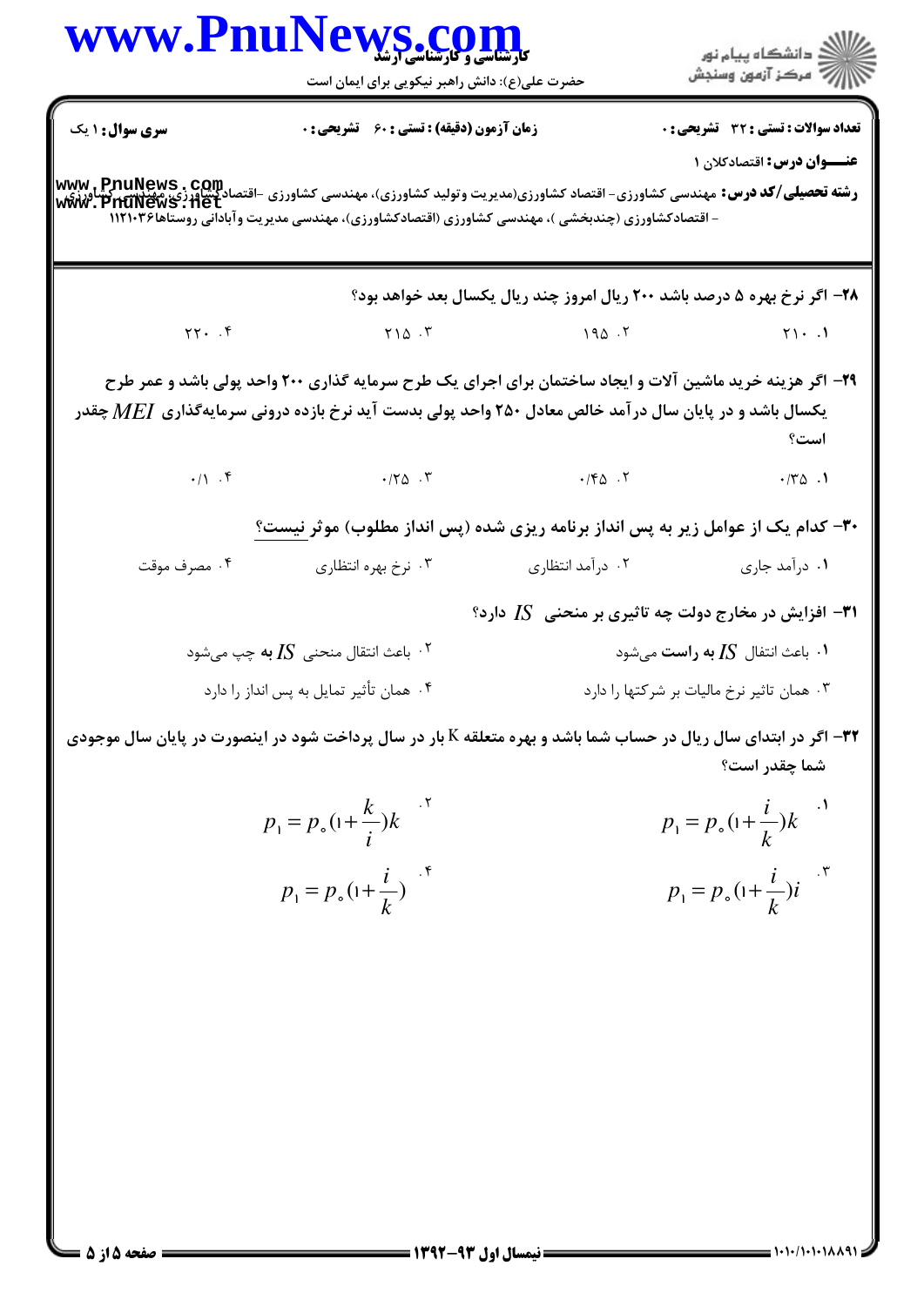تعداد سوالات : تستی : ۳۲ تشریحی : ۰ | زمان آزمون (دقیقه) : تستی : ۶۰ تشریحی : ۰ | سری سوال : ۱ یک

**عنـــوان درس:** اقتصادکلان ۱

**رشته تحصیلی/کد درس:** مهندسی کشاورزی- اقتصاد کشاورزی(مدیریت وتولید کشاورزی)، مهندسی کشاورزی -اقتصادکشاورزی، مهندسی کشاورزی - اقتصادکشاورزی (چندبخشی )، مهندسی کشاورزی (اقتصادکشاورزی)، مهندسی مدیریت وآبادانی روستاها۱۱۲۱۰۳۶

---

**۲۸- اگر نرخ بهره ۵ درصد باشد ۲۰۰ ریال امروز چند ریال یکسال بعد خواهد بود؟**

۱. ۲۱۰
۲. ۱۹۵
۳. ۲۱۵
۴. ۲۲۰

**۲۹- اگر هزینه خرید ماشین آلات و ایجاد ساختمان برای اجرای یک طرح سرمایه گذاری ۲۰۰ واحد پولی باشد و عمر طرح یکسال باشد و در پایان سال درآمد خالص معادل ۲۵۰ واحد پولی بدست آید نرخ بازده درونی سرمایه‌گذاری $MEI$ چقدر است؟**

۱. ۰/۳۵
۲. ۰/۴۵
۳. ۰/۲۵
۴. ۰/۱

**۳۰- کدام یک از عوامل زیر به پس انداز برنامه ریزی شده (پس انداز مطلوب) موثر نیست؟**

۱. درآمد جاری
۲. درآمد انتظاری
۳. نرخ بهره انتظاری
۴. مصرف موقت

**۳۱- افزایش در مخارج دولت چه تاثیری بر منحنی $IS$ دارد؟**

۱. باعث انتقال $IS$ **به راست** می‌شود
۲. باعث انتقال منحنی $IS$ **به چپ** می‌شود
۳. همان تاثیر نرخ مالیات بر شرکتها را دارد
۴. همان تأثیر تمایل به پس انداز را دارد

**۳۲- اگر در ابتدای سال ریال در حساب شما باشد و بهره متعلقه K بار در سال پرداخت شود در اینصورت در پایان سال موجودی شما چقدر است؟**

۱. $p_1 = p_0(1+\frac{i}{k})k$
۲. $p_1 = p_0(1+\frac{k}{i})k$
۳. $p_1 = p_0(1+\frac{i}{k})i$
۴. $p_1 = p_0(1+\frac{i}{k})$